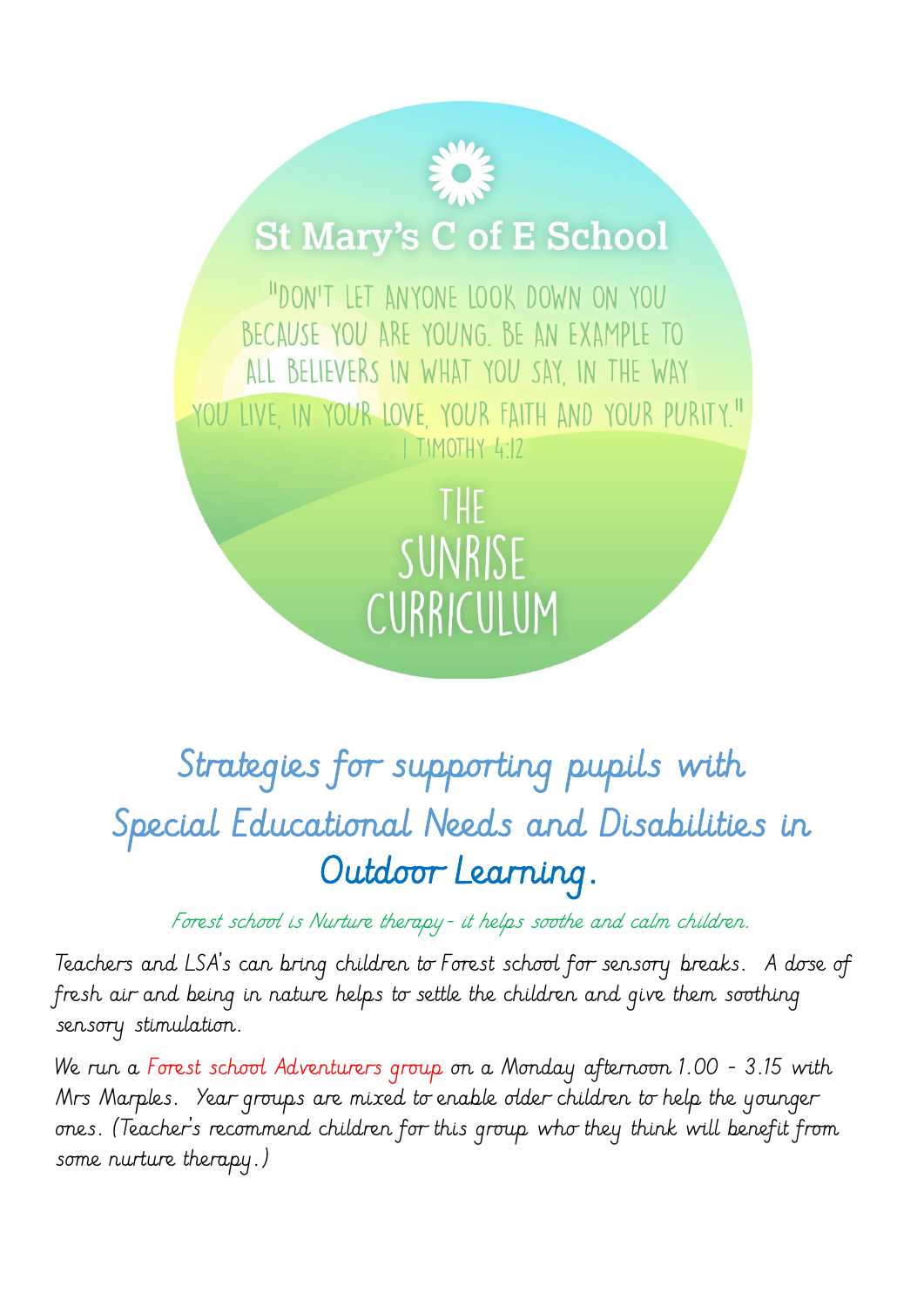# St Mary's C of E School

"DON'T LET ANYONE LOOK DOWN ON YOU BECAUSE YOU ARE YOUNG. BE AN EXAMPLE TO ALL BELIEVERS IN WHAT YOU SAY, IN THE WAY YOU LIVE, IN YOUR LOVE, YOUR FAITH AND YOUR PURITY."
1 TIMOTHY 4:12

THE SUNRISE CURRICULUM

## Strategies for supporting pupils with Special Educational Needs and Disabilities in Outdoor Learning.

*Forest school is Nurture therapy - it helps soothe and calm children.*

Teachers and LSA's can bring children to Forest school for sensory breaks. A dose of fresh air and being in nature helps to settle the children and give them soothing sensory stimulation.

We run a Forest school Adventurers group on a Monday afternoon 1.00 - 3.15 with Mrs Marples. Year groups are mixed to enable older children to help the younger ones. (Teacher's recommend children for this group who they think will benefit from some nurture therapy.)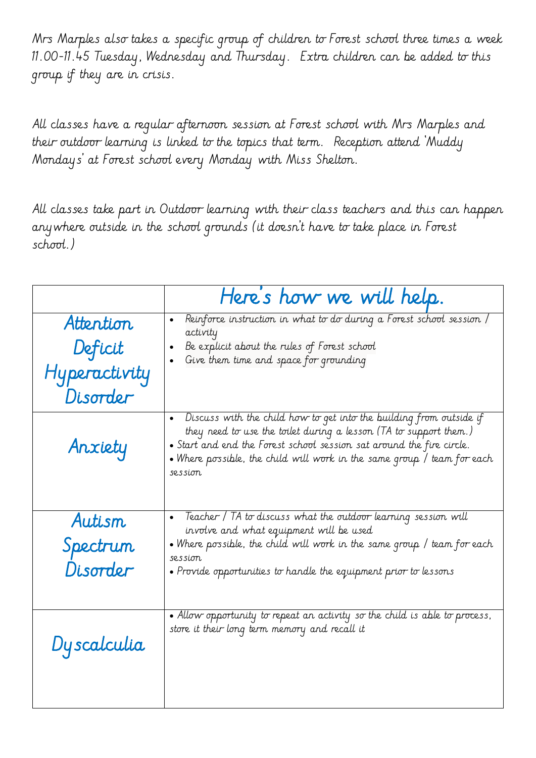Mrs Marples also takes a specific group of children to Forest school three times a week 11.00-11.45 Tuesday, Wednesday and Thursday. Extra children can be added to this group if they are in crisis.

All classes have a regular afternoon session at Forest school with Mrs Marples and their outdoor learning is linked to the topics that term. Reception attend 'Muddy Mondays' at Forest school every Monday with Miss Shelton.

All classes take part in Outdoor learning with their class teachers and this can happen anywhere outside in the school grounds (it doesn't have to take place in Forest school.)

| | Here's how we will help. |
|---|---|
| Attention Deficit Hyperactivity Disorder | • Reinforce instruction in what to do during a Forest school session / activity<br>• Be explicit about the rules of Forest school<br>• Give them time and space for grounding |
| Anxiety | • Discuss with the child how to get into the building from outside if they need to use the toilet during a lesson (TA to support them.)<br>• Start and end the Forest school session sat around the fire circle.<br>• Where possible, the child will work in the same group / team for each session |
| Autism Spectrum Disorder | • Teacher / TA to discuss what the outdoor learning session will involve and what equipment will be used<br>• Where possible, the child will work in the same group / team for each session<br>• Provide opportunities to handle the equipment prior to lessons |
| Dyscalculia | • Allow opportunity to repeat an activity so the child is able to process, store it their long term memory and recall it |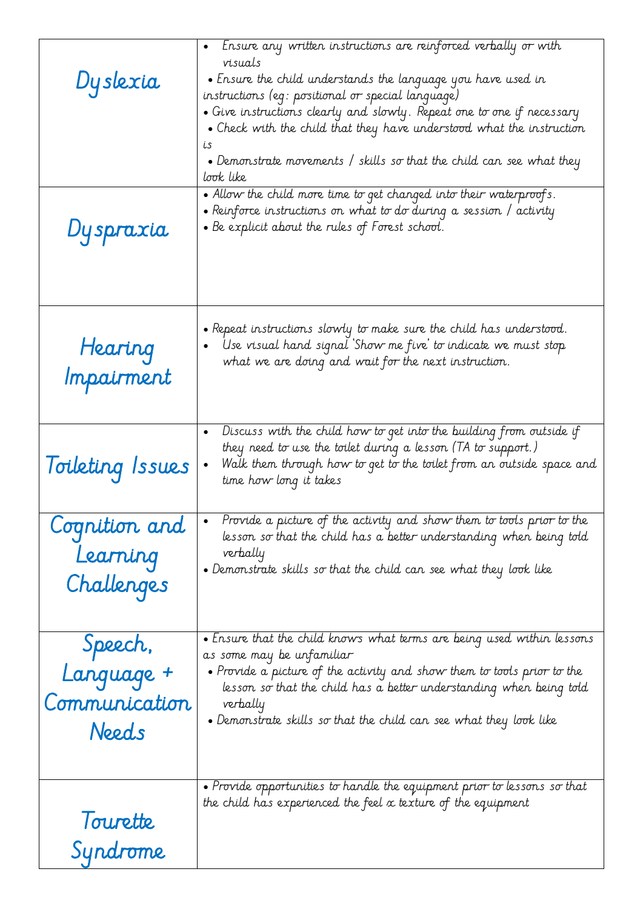| | |
|---|---|
| Dyslexia | • Ensure any written instructions are reinforced verbally or with visuals<br>• Ensure the child understands the language you have used in instructions (eg: positional or special language)<br>• Give instructions clearly and slowly. Repeat one to one if necessary<br>• Check with the child that they have understood what the instruction is<br>• Demonstrate movements / skills so that the child can see what they look like |
| Dyspraxia | • Allow the child more time to get changed into their waterproofs.<br>• Reinforce instructions on what to do during a session / activity<br>• Be explicit about the rules of Forest school. |
| Hearing Impairment | • Repeat instructions slowly to make sure the child has understood.<br>• Use visual hand signal 'Show me five' to indicate we must stop what we are doing and wait for the next instruction. |
| Toileting Issues | • Discuss with the child how to get into the building from outside if they need to use the toilet during a lesson (TA to support.)<br>• Walk them through how to get to the toilet from an outside space and time how long it takes |
| Cognition and Learning Challenges | • Provide a picture of the activity and show them to tools prior to the lesson so that the child has a better understanding when being told verbally<br>• Demonstrate skills so that the child can see what they look like |
| Speech, Language + Communication Needs | • Ensure that the child knows what terms are being used within lessons as some may be unfamiliar<br>• Provide a picture of the activity and show them to tools prior to the lesson so that the child has a better understanding when being told verbally<br>• Demonstrate skills so that the child can see what they look like |
| Tourette Syndrome | • Provide opportunities to handle the equipment prior to lessons so that the child has experienced the feel x texture of the equipment |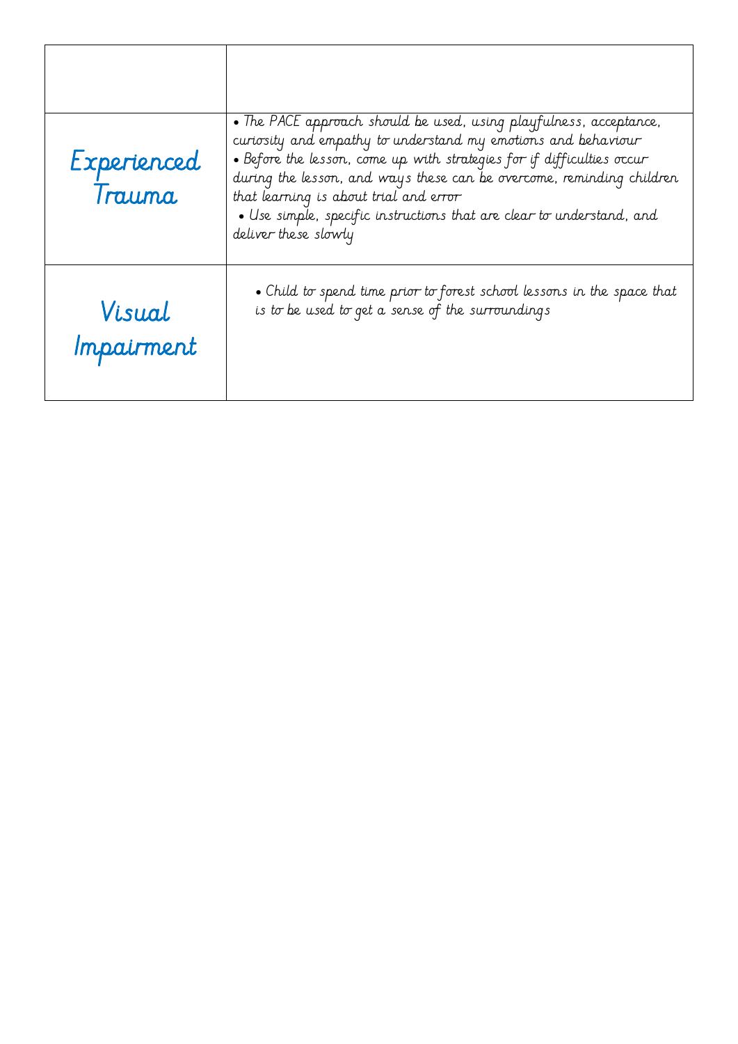| | |
|---|---|
| | |
| Experienced Trauma | • The PACE approach should be used, using playfulness, acceptance, curiosity and empathy to understand my emotions and behaviour<br>• Before the lesson, come up with strategies for if difficulties occur during the lesson, and ways these can be overcome, reminding children that learning is about trial and error<br>• Use simple, specific instructions that are clear to understand, and deliver these slowly |
| Visual Impairment | • Child to spend time prior to forest school lessons in the space that is to be used to get a sense of the surroundings |